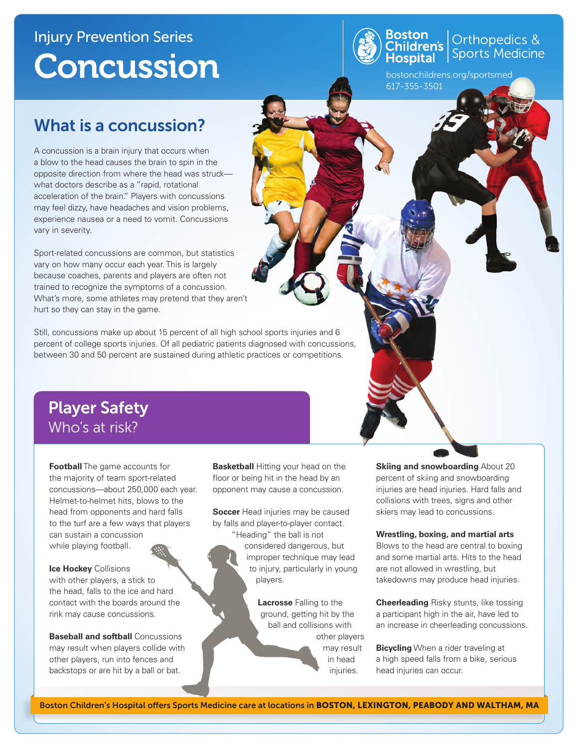Injury Prevention Series

# Concussion

Boston Children's Hospital | Orthopedics & Sports Medicine

bostonchildrens.org/sportsmed
617-355-3501

## What is a concussion?

A concussion is a brain injury that occurs when a blow to the head causes the brain to spin in the opposite direction from where the head was struck—what doctors describe as a "rapid, rotational acceleration of the brain." Players with concussions may feel dizzy, have headaches and vision problems, experience nausea or a need to vomit. Concussions vary in severity.

Sport-related concussions are common, but statistics vary on how many occur each year. This is largely because coaches, parents and players are often not trained to recognize the symptoms of a concussion. What's more, some athletes may pretend that they aren't hurt so they can stay in the game.

Still, concussions make up about 15 percent of all high school sports injuries and 6 percent of college sports injuries. Of all pediatric patients diagnosed with concussions, between 30 and 50 percent are sustained during athletic practices or competitions.

## Player Safety

### Who's at risk?

**Football** The game accounts for the majority of team sport-related concussions—about 250,000 each year. Helmet-to-helmet hits, blows to the head from opponents and hard falls to the turf are a few ways that players can sustain a concussion while playing football.

**Ice Hockey** Collisions with other players, a stick to the head, falls to the ice and hard contact with the boards around the rink may cause concussions.

**Baseball and softball** Concussions may result when players collide with other players, run into fences and backstops or are hit by a ball or bat.

**Basketball** Hitting your head on the floor or being hit in the head by an opponent may cause a concussion.

**Soccer** Head injuries may be caused by falls and player-to-player contact. "Heading" the ball is not considered dangerous, but improper technique may lead to injury, particularly in young players.

**Lacrosse** Falling to the ground, getting hit by the ball and collisions with other players may result in head injuries.

**Skiing and snowboarding** About 20 percent of skiing and snowboarding injuries are head injuries. Hard falls and collisions with trees, signs and other skiers may lead to concussions.

**Wrestling, boxing, and martial arts** Blows to the head are central to boxing and some martial arts. Hits to the head are not allowed in wrestling, but takedowns may produce head injuries.

**Cheerleading** Risky stunts, like tossing a participant high in the air, have led to an increase in cheerleading concussions.

**Bicycling** When a rider traveling at a high speed falls from a bike, serious head injuries can occur.

Boston Children's Hospital offers Sports Medicine care at locations in **BOSTON, LEXINGTON, PEABODY AND WALTHAM, MA**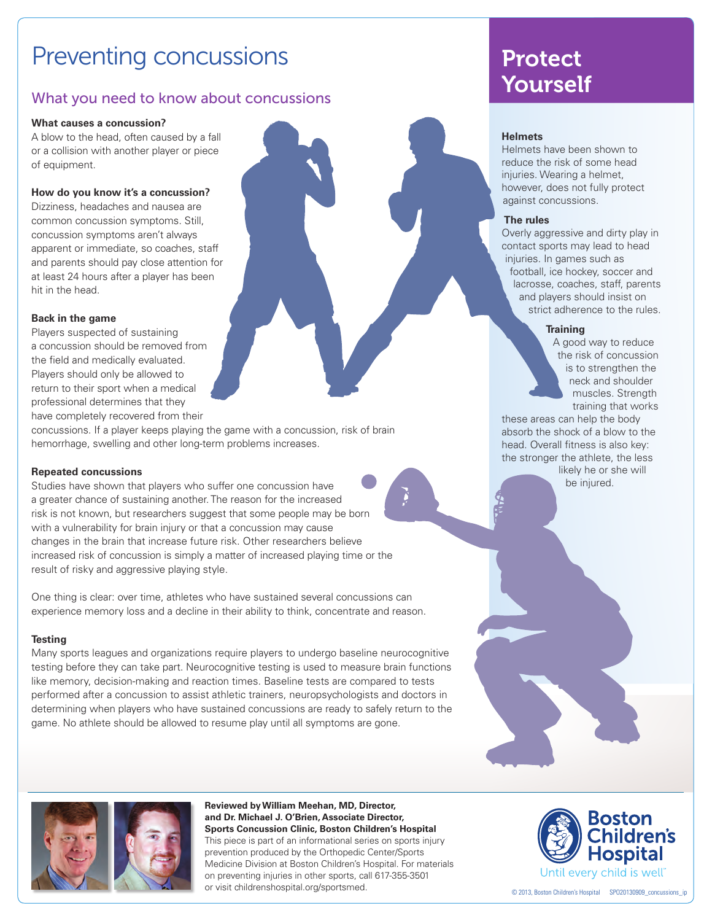# Preventing concussions

## What you need to know about concussions

**What causes a concussion?**
A blow to the head, often caused by a fall or a collision with another player or piece of equipment.

**How do you know it's a concussion?**
Dizziness, headaches and nausea are common concussion symptoms. Still, concussion symptoms aren't always apparent or immediate, so coaches, staff and parents should pay close attention for at least 24 hours after a player has been hit in the head.

**Back in the game**
Players suspected of sustaining a concussion should be removed from the field and medically evaluated. Players should only be allowed to return to their sport when a medical professional determines that they have completely recovered from their concussions. If a player keeps playing the game with a concussion, risk of brain hemorrhage, swelling and other long-term problems increases.

**Repeated concussions**
Studies have shown that players who suffer one concussion have a greater chance of sustaining another. The reason for the increased risk is not known, but researchers suggest that some people may be born with a vulnerability for brain injury or that a concussion may cause changes in the brain that increase future risk. Other researchers believe increased risk of concussion is simply a matter of increased playing time or the result of risky and aggressive playing style.

One thing is clear: over time, athletes who have sustained several concussions can experience memory loss and a decline in their ability to think, concentrate and reason.

**Testing**
Many sports leagues and organizations require players to undergo baseline neurocognitive testing before they can take part. Neurocognitive testing is used to measure brain functions like memory, decision-making and reaction times. Baseline tests are compared to tests performed after a concussion to assist athletic trainers, neuropsychologists and doctors in determining when players who have sustained concussions are ready to safely return to the game. No athlete should be allowed to resume play until all symptoms are gone.

## Protect Yourself

**Helmets**
Helmets have been shown to reduce the risk of some head injuries. Wearing a helmet, however, does not fully protect against concussions.

**The rules**
Overly aggressive and dirty play in contact sports may lead to head injuries. In games such as football, ice hockey, soccer and lacrosse, coaches, staff, parents and players should insist on strict adherence to the rules.

**Training**
A good way to reduce the risk of concussion is to strengthen the neck and shoulder muscles. Strength training that works these areas can help the body absorb the shock of a blow to the head. Overall fitness is also key: the stronger the athlete, the less likely he or she will be injured.

**Reviewed by William Meehan, MD, Director, and Dr. Michael J. O'Brien, Associate Director, Sports Concussion Clinic, Boston Children's Hospital**
This piece is part of an informational series on sports injury prevention produced by the Orthopedic Center/Sports Medicine Division at Boston Children's Hospital. For materials on preventing injuries in other sports, call 617-355-3501 or visit childrenshospital.org/sportsmed.

Boston Children's Hospital
Until every child is well™

© 2013, Boston Children's Hospital SPO20130909_concussions_ip